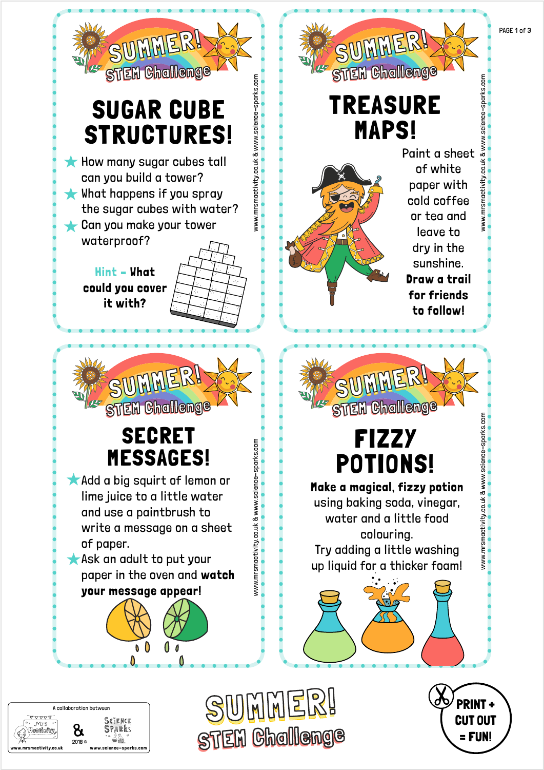## SUMMER! STEM Challenge

# SUGAR CUBE STRUCTURES!

- How many sugar cubes tall can you build a tower?
- What happens if you spray the sugar cubes with water?
- Can you make your tower waterproof?

**Hint - What could you cover it with?**

www.mrsmactivity.co.uk & www.science-sparks.com

## SUMMER! STEM Challenge

# TREASURE MAPS!

Paint a sheet of white paper with cold coffee or tea and leave to dry in the sunshine. **Draw a trail for friends to follow!**

www.mrsmactivity.co.uk & www.science-sparks.com

## SUMMER! STEM Challenge

# SECRET MESSAGES!

- Add a big squirt of lemon or lime juice to a little water and use a paintbrush to write a message on a sheet of paper.
- Ask an adult to put your paper in the oven and **watch your message appear!**

www.mrsmactivity.co.uk & www.science-sparks.com

## SUMMER! STEM Challenge

# FIZZY POTIONS!

**Make a magical, fizzy potion** using baking soda, vinegar, water and a little food colouring.
Try adding a little washing up liquid for a thicker foam!

www.mrsmactivity.co.uk & www.science-sparks.com

A collaboration between Mrs Mactivity & Science Sparks 2018 ©

www.mrsmactivity.co.uk www.science-sparks.com

SUMMER! STEM Challenge

PRINT + CUT OUT = FUN!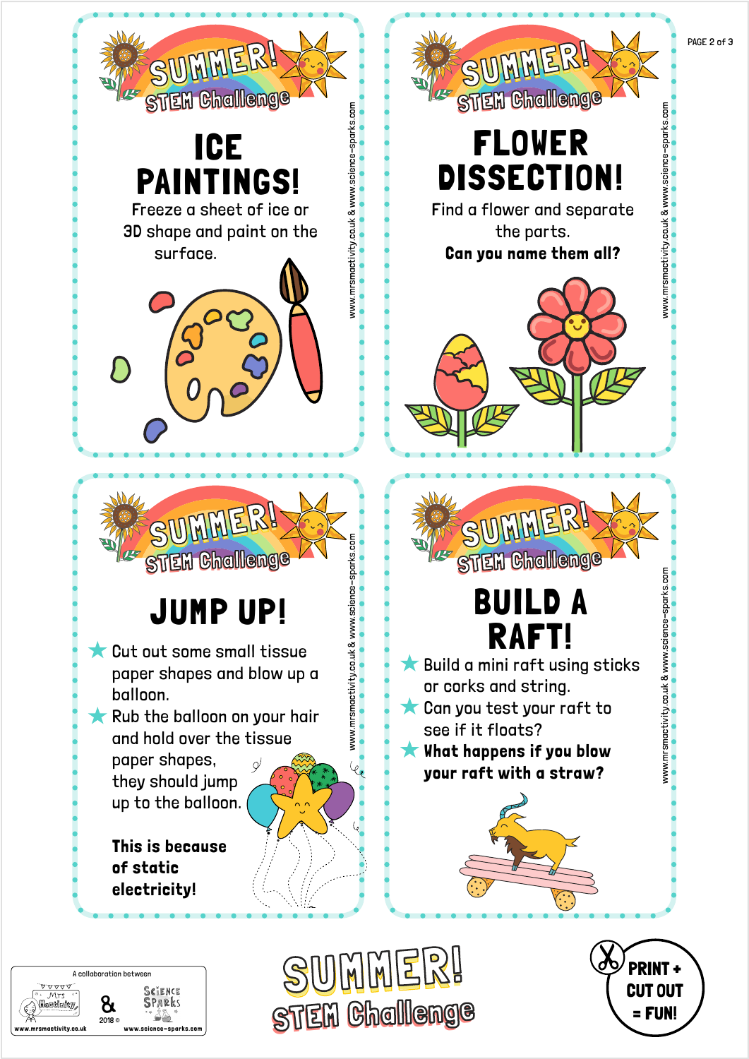SUMMER! STEM Challenge

# ICE PAINTINGS!

Freeze a sheet of ice or 3D shape and paint on the surface.

www.mrsmactivity.co.uk & www.science-sparks.com

SUMMER! STEM Challenge

# FLOWER DISSECTION!

Find a flower and separate the parts.

**Can you name them all?**

www.mrsmactivity.co.uk & www.science-sparks.com

SUMMER! STEM Challenge

# JUMP UP!

- Cut out some small tissue paper shapes and blow up a balloon.
- Rub the balloon on your hair and hold over the tissue paper shapes, they should jump up to the balloon.

**This is because of static electricity!**

www.mrsmactivity.co.uk & www.science-sparks.com

SUMMER! STEM Challenge

# BUILD A RAFT!

- Build a mini raft using sticks or corks and string.
- Can you test your raft to see if it floats?
- **What happens if you blow your raft with a straw?**

www.mrsmactivity.co.uk & www.science-sparks.com

A collaboration between Mrs Mactivity & Science Sparks 2018 ©

www.mrsmactivity.co.uk www.science-sparks.com

SUMMER! STEM Challenge

PRINT + CUT OUT = FUN!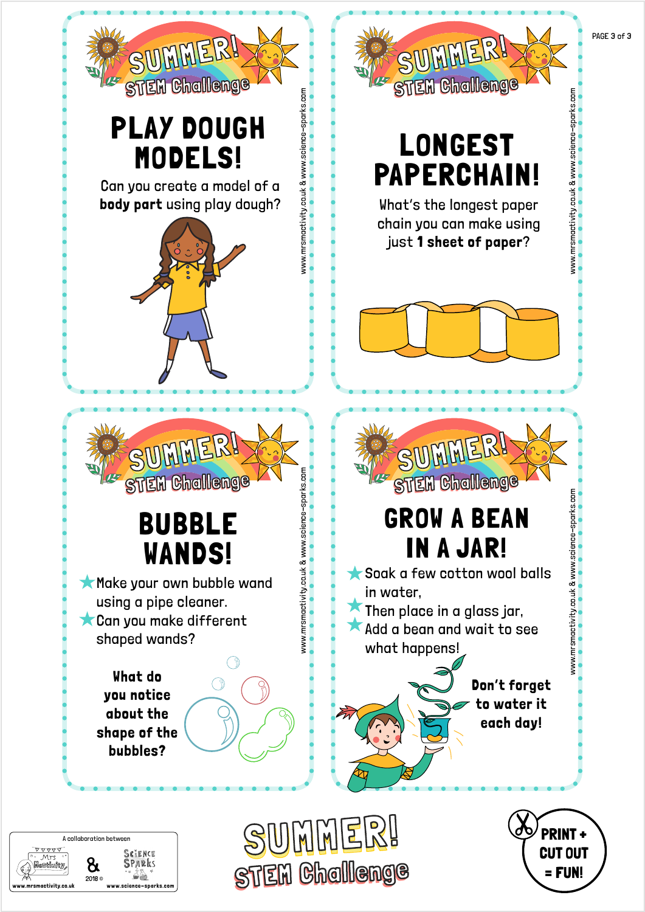## SUMMER! STEM Challenge

# PLAY DOUGH MODELS!

Can you create a model of a **body part** using play dough?

www.mrsmactivity.co.uk & www.science-sparks.com

## SUMMER! STEM Challenge

# LONGEST PAPERCHAIN!

What's the longest paper chain you can make using just **1 sheet of paper**?

www.mrsmactivity.co.uk & www.science-sparks.com

## SUMMER! STEM Challenge

# BUBBLE WANDS!

- Make your own bubble wand using a pipe cleaner.
- Can you make different shaped wands?

**What do you notice about the shape of the bubbles?**

www.mrsmactivity.co.uk & www.science-sparks.com

## SUMMER! STEM Challenge

# GROW A BEAN IN A JAR!

- Soak a few cotton wool balls in water,
- Then place in a glass jar,
- Add a bean and wait to see what happens!

**Don't forget to water it each day!**

www.mrsmactivity.co.uk & www.science-sparks.com

A collaboration between Mrs Mactivity & Science Sparks 2018 ©

www.mrsmactivity.co.uk www.science-sparks.com

SUMMER! STEM Challenge

**PRINT + CUT OUT = FUN!**